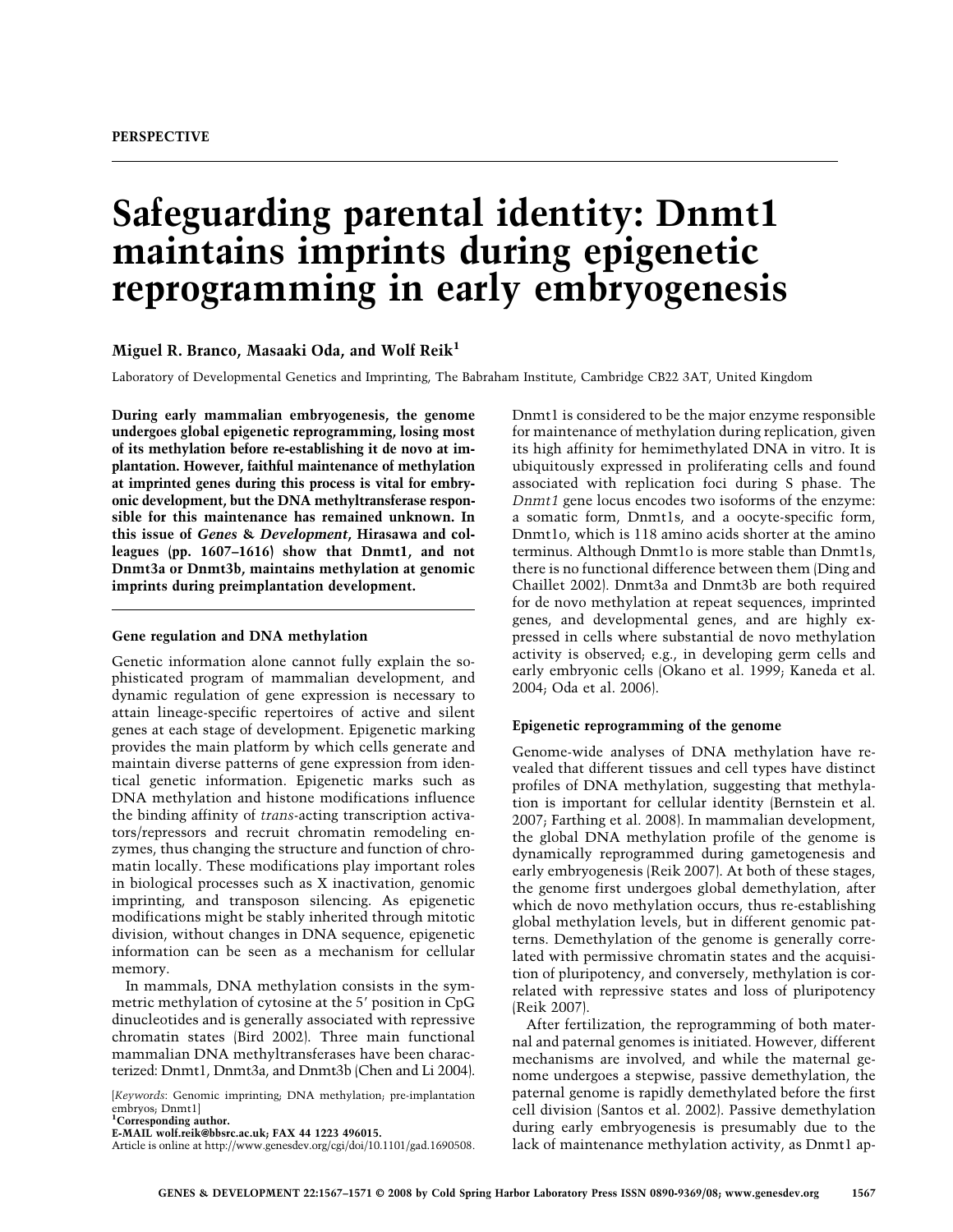**PERSPECTIVE**

# Safeguarding parental identity: Dnmt1 maintains imprints during epigenetic reprogramming in early embryogenesis

**Miguel R. Branco, Masaaki Oda, and Wolf Reik[1]**

Laboratory of Developmental Genetics and Imprinting, The Babraham Institute, Cambridge CB22 3AT, United Kingdom

**During early mammalian embryogenesis, the genome undergoes global epigenetic reprogramming, losing most of its methylation before re-establishing it de novo at implantation. However, faithful maintenance of methylation at imprinted genes during this process is vital for embryonic development, but the DNA methyltransferase responsible for this maintenance has remained unknown. In this issue of *Genes & Development*, Hirasawa and colleagues (pp. 1607–1616) show that Dnmt1, and not Dnmt3a or Dnmt3b, maintains methylation at genomic imprints during preimplantation development.**

### Gene regulation and DNA methylation

Genetic information alone cannot fully explain the sophisticated program of mammalian development, and dynamic regulation of gene expression is necessary to attain lineage-specific repertoires of active and silent genes at each stage of development. Epigenetic marking provides the main platform by which cells generate and maintain diverse patterns of gene expression from identical genetic information. Epigenetic marks such as DNA methylation and histone modifications influence the binding affinity of *trans*-acting transcription activators/repressors and recruit chromatin remodeling enzymes, thus changing the structure and function of chromatin locally. These modifications play important roles in biological processes such as X inactivation, genomic imprinting, and transposon silencing. As epigenetic modifications might be stably inherited through mitotic division, without changes in DNA sequence, epigenetic information can be seen as a mechanism for cellular memory.

In mammals, DNA methylation consists in the symmetric methylation of cytosine at the 5′ position in CpG dinucleotides and is generally associated with repressive chromatin states (Bird 2002). Three main functional mammalian DNA methyltransferases have been characterized: Dnmt1, Dnmt3a, and Dnmt3b (Chen and Li 2004). Dnmt1 is considered to be the major enzyme responsible for maintenance of methylation during replication, given its high affinity for hemimethylated DNA in vitro. It is ubiquitously expressed in proliferating cells and found associated with replication foci during S phase. The *Dnmt1* gene locus encodes two isoforms of the enzyme: a somatic form, Dnmt1s, and a oocyte-specific form, Dnmt1o, which is 118 amino acids shorter at the amino terminus. Although Dnmt1o is more stable than Dnmt1s, there is no functional difference between them (Ding and Chaillet 2002). Dnmt3a and Dnmt3b are both required for de novo methylation at repeat sequences, imprinted genes, and developmental genes, and are highly expressed in cells where substantial de novo methylation activity is observed; e.g., in developing germ cells and early embryonic cells (Okano et al. 1999; Kaneda et al. 2004; Oda et al. 2006).

### Epigenetic reprogramming of the genome

Genome-wide analyses of DNA methylation have revealed that different tissues and cell types have distinct profiles of DNA methylation, suggesting that methylation is important for cellular identity (Bernstein et al. 2007; Farthing et al. 2008). In mammalian development, the global DNA methylation profile of the genome is dynamically reprogrammed during gametogenesis and early embryogenesis (Reik 2007). At both of these stages, the genome first undergoes global demethylation, after which de novo methylation occurs, thus re-establishing global methylation levels, but in different genomic patterns. Demethylation of the genome is generally correlated with permissive chromatin states and the acquisition of pluripotency, and conversely, methylation is correlated with repressive states and loss of pluripotency (Reik 2007).

After fertilization, the reprogramming of both maternal and paternal genomes is initiated. However, different mechanisms are involved, and while the maternal genome undergoes a stepwise, passive demethylation, the paternal genome is rapidly demethylated before the first cell division (Santos et al. 2002). Passive demethylation during early embryogenesis is presumably due to the lack of maintenance methylation activity, as Dnmt1 ap-

[*Keywords*: Genomic imprinting; DNA methylation; pre-implantation embryos; Dnmt1]
[1]Corresponding author.
**E-MAIL wolf.reik@bbsrc.ac.uk; FAX 44 1223 496015.**
Article is online at http://www.genesdev.org/cgi/doi/10.1101/gad.1690508.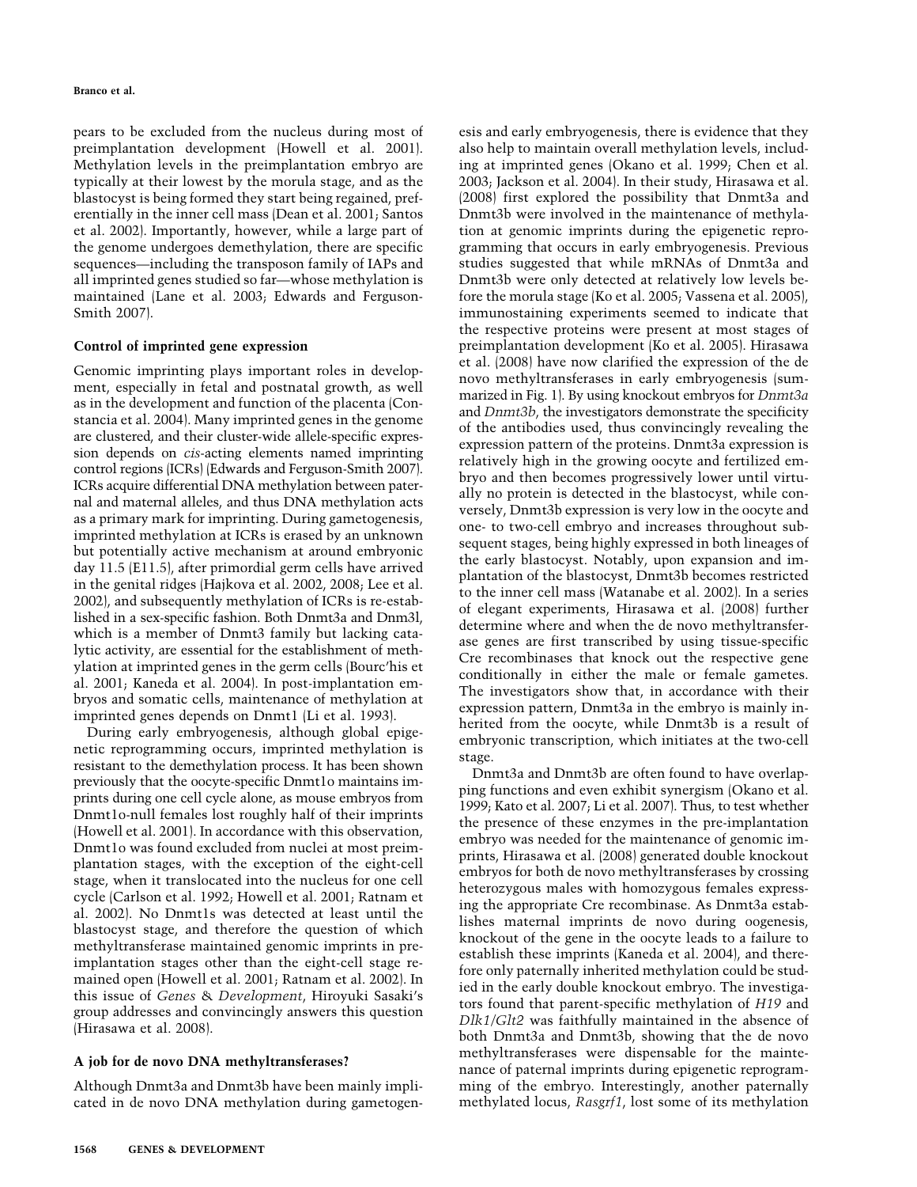pears to be excluded from the nucleus during most of preimplantation development (Howell et al. 2001). Methylation levels in the preimplantation embryo are typically at their lowest by the morula stage, and as the blastocyst is being formed they start being regained, preferentially in the inner cell mass (Dean et al. 2001; Santos et al. 2002). Importantly, however, while a large part of the genome undergoes demethylation, there are specific sequences—including the transposon family of IAPs and all imprinted genes studied so far—whose methylation is maintained (Lane et al. 2003; Edwards and Ferguson-Smith 2007).

## Control of imprinted gene expression

Genomic imprinting plays important roles in development, especially in fetal and postnatal growth, as well as in the development and function of the placenta (Constancia et al. 2004). Many imprinted genes in the genome are clustered, and their cluster-wide allele-specific expression depends on *cis*-acting elements named imprinting control regions (ICRs) (Edwards and Ferguson-Smith 2007). ICRs acquire differential DNA methylation between paternal and maternal alleles, and thus DNA methylation acts as a primary mark for imprinting. During gametogenesis, imprinted methylation at ICRs is erased by an unknown but potentially active mechanism at around embryonic day 11.5 (E11.5), after primordial germ cells have arrived in the genital ridges (Hajkova et al. 2002, 2008; Lee et al. 2002), and subsequently methylation of ICRs is re-established in a sex-specific fashion. Both Dnmt3a and Dnm3l, which is a member of Dnmt3 family but lacking catalytic activity, are essential for the establishment of methylation at imprinted genes in the germ cells (Bourc'his et al. 2001; Kaneda et al. 2004). In post-implantation embryos and somatic cells, maintenance of methylation at imprinted genes depends on Dnmt1 (Li et al. 1993).

During early embryogenesis, although global epigenetic reprogramming occurs, imprinted methylation is resistant to the demethylation process. It has been shown previously that the oocyte-specific Dnmt1o maintains imprints during one cell cycle alone, as mouse embryos from Dnmt1o-null females lost roughly half of their imprints (Howell et al. 2001). In accordance with this observation, Dnmt1o was found excluded from nuclei at most preimplantation stages, with the exception of the eight-cell stage, when it translocated into the nucleus for one cell cycle (Carlson et al. 1992; Howell et al. 2001; Ratnam et al. 2002). No Dnmt1s was detected at least until the blastocyst stage, and therefore the question of which methyltransferase maintained genomic imprints in preimplantation stages other than the eight-cell stage remained open (Howell et al. 2001; Ratnam et al. 2002). In this issue of *Genes & Development*, Hiroyuki Sasaki's group addresses and convincingly answers this question (Hirasawa et al. 2008).

## A job for de novo DNA methyltransferases?

Although Dnmt3a and Dnmt3b have been mainly implicated in de novo DNA methylation during gametogenesis and early embryogenesis, there is evidence that they also help to maintain overall methylation levels, including at imprinted genes (Okano et al. 1999; Chen et al. 2003; Jackson et al. 2004). In their study, Hirasawa et al. (2008) first explored the possibility that Dnmt3a and Dnmt3b were involved in the maintenance of methylation at genomic imprints during the epigenetic reprogramming that occurs in early embryogenesis. Previous studies suggested that while mRNAs of Dnmt3a and Dnmt3b were only detected at relatively low levels before the morula stage (Ko et al. 2005; Vassena et al. 2005), immunostaining experiments seemed to indicate that the respective proteins were present at most stages of preimplantation development (Ko et al. 2005). Hirasawa et al. (2008) have now clarified the expression of the de novo methyltransferases in early embryogenesis (summarized in Fig. 1). By using knockout embryos for *Dnmt3a* and *Dnmt3b*, the investigators demonstrate the specificity of the antibodies used, thus convincingly revealing the expression pattern of the proteins. Dnmt3a expression is relatively high in the growing oocyte and fertilized embryo and then becomes progressively lower until virtually no protein is detected in the blastocyst, while conversely, Dnmt3b expression is very low in the oocyte and one- to two-cell embryo and increases throughout subsequent stages, being highly expressed in both lineages of the early blastocyst. Notably, upon expansion and implantation of the blastocyst, Dnmt3b becomes restricted to the inner cell mass (Watanabe et al. 2002). In a series of elegant experiments, Hirasawa et al. (2008) further determine where and when the de novo methyltransferase genes are first transcribed by using tissue-specific Cre recombinases that knock out the respective gene conditionally in either the male or female gametes. The investigators show that, in accordance with their expression pattern, Dnmt3a in the embryo is mainly inherited from the oocyte, while Dnmt3b is a result of embryonic transcription, which initiates at the two-cell stage.

Dnmt3a and Dnmt3b are often found to have overlapping functions and even exhibit synergism (Okano et al. 1999; Kato et al. 2007; Li et al. 2007). Thus, to test whether the presence of these enzymes in the pre-implantation embryo was needed for the maintenance of genomic imprints, Hirasawa et al. (2008) generated double knockout embryos for both de novo methyltransferases by crossing heterozygous males with homozygous females expressing the appropriate Cre recombinase. As Dnmt3a establishes maternal imprints de novo during oogenesis, knockout of the gene in the oocyte leads to a failure to establish these imprints (Kaneda et al. 2004), and therefore only paternally inherited methylation could be studied in the early double knockout embryo. The investigators found that parent-specific methylation of *H19* and *Dlk1/Glt2* was faithfully maintained in the absence of both Dnmt3a and Dnmt3b, showing that the de novo methyltransferases were dispensable for the maintenance of paternal imprints during epigenetic reprogramming of the embryo. Interestingly, another paternally methylated locus, *Rasgrf1*, lost some of its methylation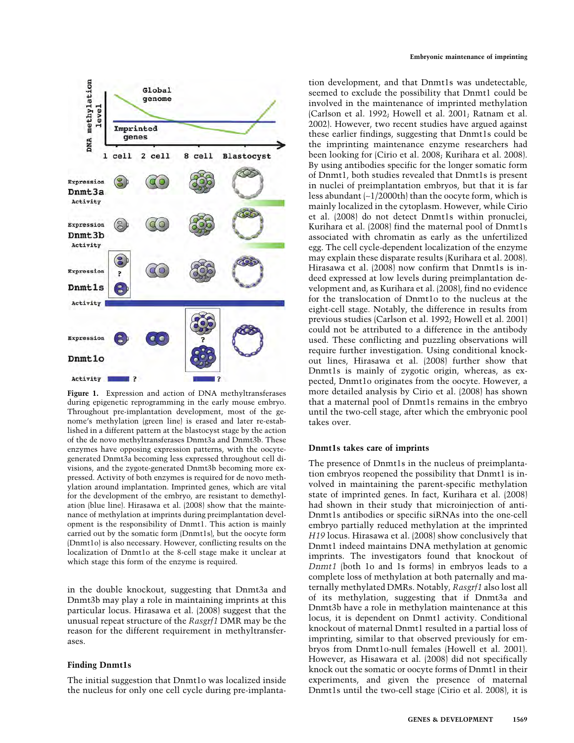Figure 1. Expression and action of DNA methyltransferases during epigenetic reprogramming in the early mouse embryo. Throughout pre-implantation development, most of the genome's methylation (green line) is erased and later re-established in a different pattern at the blastocyst stage by the action of the de novo methyltransferases Dnmt3a and Dnmt3b. These enzymes have opposing expression patterns, with the oocyte-generated Dnmt3a becoming less expressed throughout cell divisions, and the zygote-generated Dnmt3b becoming more expressed. Activity of both enzymes is required for de novo methylation around implantation. Imprinted genes, which are vital for the development of the embryo, are resistant to demethylation (blue line). Hirasawa et al. (2008) show that the maintenance of methylation at imprints during preimplantation development is the responsibility of Dnmt1. This action is mainly carried out by the somatic form (Dnmt1s), but the oocyte form (Dnmt1o) is also necessary. However, conflicting results on the localization of Dnmt1o at the 8-cell stage make it unclear at which stage this form of the enzyme is required.

in the double knockout, suggesting that Dnmt3a and Dnmt3b may play a role in maintaining imprints at this particular locus. Hirasawa et al. (2008) suggest that the unusual repeat structure of the *Rasgrf1* DMR may be the reason for the different requirement in methyltransferases.

## Finding Dnmt1s

The initial suggestion that Dnmt1o was localized inside the nucleus for only one cell cycle during pre-implantation development, and that Dnmt1s was undetectable, seemed to exclude the possibility that Dnmt1 could be involved in the maintenance of imprinted methylation (Carlson et al. 1992; Howell et al. 2001; Ratnam et al. 2002). However, two recent studies have argued against these earlier findings, suggesting that Dnmt1s could be the imprinting maintenance enzyme researchers had been looking for (Cirio et al. 2008; Kurihara et al. 2008). By using antibodies specific for the longer somatic form of Dnmt1, both studies revealed that Dnmt1s is present in nuclei of preimplantation embryos, but that it is far less abundant (~1/2000th) than the oocyte form, which is mainly localized in the cytoplasm. However, while Cirio et al. (2008) do not detect Dnmt1s within pronuclei, Kurihara et al. (2008) find the maternal pool of Dnmt1s associated with chromatin as early as the unfertilized egg. The cell cycle-dependent localization of the enzyme may explain these disparate results (Kurihara et al. 2008). Hirasawa et al. (2008) now confirm that Dnmt1s is indeed expressed at low levels during preimplantation development and, as Kurihara et al. (2008), find no evidence for the translocation of Dnmt1o to the nucleus at the eight-cell stage. Notably, the difference in results from previous studies (Carlson et al. 1992; Howell et al. 2001) could not be attributed to a difference in the antibody used. These conflicting and puzzling observations will require further investigation. Using conditional knockout lines, Hirasawa et al. (2008) further show that Dnmt1s is mainly of zygotic origin, whereas, as expected, Dnmt1o originates from the oocyte. However, a more detailed analysis by Cirio et al. (2008) has shown that a maternal pool of Dnmt1s remains in the embryo until the two-cell stage, after which the embryonic pool takes over.

## Dnmt1s takes care of imprints

The presence of Dnmt1s in the nucleus of preimplantation embryos reopened the possibility that Dnmt1 is involved in maintaining the parent-specific methylation state of imprinted genes. In fact, Kurihara et al. (2008) had shown in their study that microinjection of anti-Dnmt1s antibodies or specific siRNAs into the one-cell embryo partially reduced methylation at the imprinted *H19* locus. Hirasawa et al. (2008) show conclusively that Dnmt1 indeed maintains DNA methylation at genomic imprints. The investigators found that knockout of *Dnmt1* (both 1o and 1s forms) in embryos leads to a complete loss of methylation at both paternally and maternally methylated DMRs. Notably, *Rasgrf1* also lost all of its methylation, suggesting that if Dnmt3a and Dnmt3b have a role in methylation maintenance at this locus, it is dependent on Dnmt1 activity. Conditional knockout of maternal Dnmt1 resulted in a partial loss of imprinting, similar to that observed previously for embryos from Dnmt1o-null females (Howell et al. 2001). However, as Hisawara et al. (2008) did not specifically knock out the somatic or oocyte forms of Dnmt1 in their experiments, and given the presence of maternal Dnmt1s until the two-cell stage (Cirio et al. 2008), it is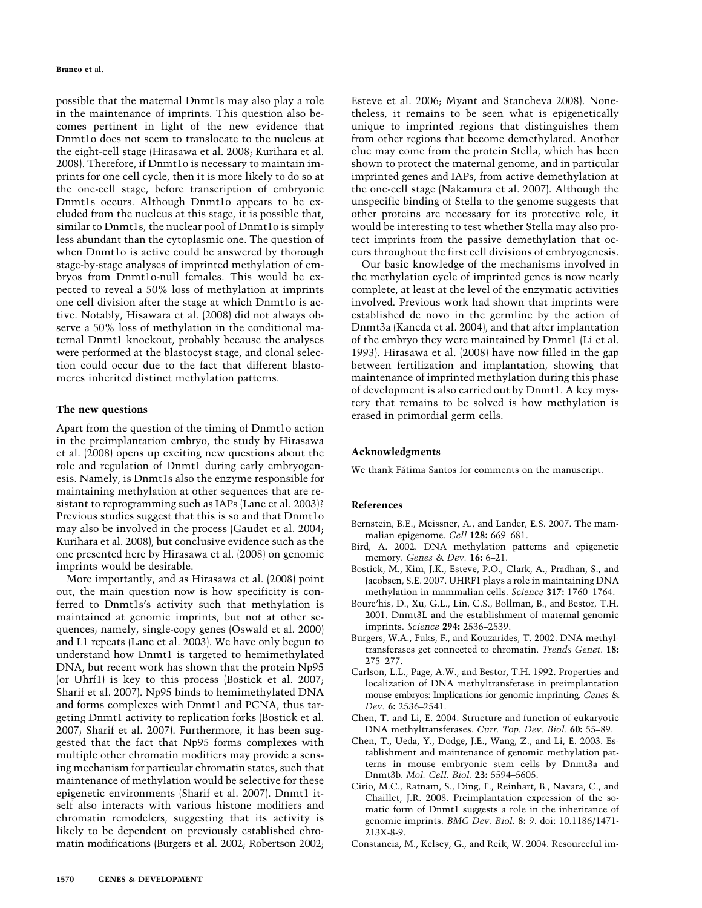possible that the maternal Dnmt1s may also play a role in the maintenance of imprints. This question also becomes pertinent in light of the new evidence that Dnmt1o does not seem to translocate to the nucleus at the eight-cell stage (Hirasawa et al. 2008; Kurihara et al. 2008). Therefore, if Dnmt1o is necessary to maintain imprints for one cell cycle, then it is more likely to do so at the one-cell stage, before transcription of embryonic Dnmt1s occurs. Although Dnmt1o appears to be excluded from the nucleus at this stage, it is possible that, similar to Dnmt1s, the nuclear pool of Dnmt1o is simply less abundant than the cytoplasmic one. The question of when Dnmt1o is active could be answered by thorough stage-by-stage analyses of imprinted methylation of embryos from Dnmt1o-null females. This would be expected to reveal a 50% loss of methylation at imprints one cell division after the stage at which Dnmt1o is active. Notably, Hisawara et al. (2008) did not always observe a 50% loss of methylation in the conditional maternal Dnmt1 knockout, probably because the analyses were performed at the blastocyst stage, and clonal selection could occur due to the fact that different blastomeres inherited distinct methylation patterns.

## The new questions

Apart from the question of the timing of Dnmt1o action in the preimplantation embryo, the study by Hirasawa et al. (2008) opens up exciting new questions about the role and regulation of Dnmt1 during early embryogenesis. Namely, is Dnmt1s also the enzyme responsible for maintaining methylation at other sequences that are resistant to reprogramming such as IAPs (Lane et al. 2003)? Previous studies suggest that this is so and that Dnmt1o may also be involved in the process (Gaudet et al. 2004; Kurihara et al. 2008), but conclusive evidence such as the one presented here by Hirasawa et al. (2008) on genomic imprints would be desirable.

More importantly, and as Hirasawa et al. (2008) point out, the main question now is how specificity is conferred to Dnmt1s's activity such that methylation is maintained at genomic imprints, but not at other sequences; namely, single-copy genes (Oswald et al. 2000) and L1 repeats (Lane et al. 2003). We have only begun to understand how Dnmt1 is targeted to hemimethylated DNA, but recent work has shown that the protein Np95 (or Uhrf1) is key to this process (Bostick et al. 2007; Sharif et al. 2007). Np95 binds to hemimethylated DNA and forms complexes with Dnmt1 and PCNA, thus targeting Dnmt1 activity to replication forks (Bostick et al. 2007; Sharif et al. 2007). Furthermore, it has been suggested that the fact that Np95 forms complexes with multiple other chromatin modifiers may provide a sensing mechanism for particular chromatin states, such that maintenance of methylation would be selective for these epigenetic environments (Sharif et al. 2007). Dnmt1 itself also interacts with various histone modifiers and chromatin remodelers, suggesting that its activity is likely to be dependent on previously established chromatin modifications (Burgers et al. 2002; Robertson 2002; Esteve et al. 2006; Myant and Stancheva 2008). Nonetheless, it remains to be seen what is epigenetically unique to imprinted regions that distinguishes them from other regions that become demethylated. Another clue may come from the protein Stella, which has been shown to protect the maternal genome, and in particular imprinted genes and IAPs, from active demethylation at the one-cell stage (Nakamura et al. 2007). Although the unspecific binding of Stella to the genome suggests that other proteins are necessary for its protective role, it would be interesting to test whether Stella may also protect imprints from the passive demethylation that occurs throughout the first cell divisions of embryogenesis.

Our basic knowledge of the mechanisms involved in the methylation cycle of imprinted genes is now nearly complete, at least at the level of the enzymatic activities involved. Previous work had shown that imprints were established de novo in the germline by the action of Dnmt3a (Kaneda et al. 2004), and that after implantation of the embryo they were maintained by Dnmt1 (Li et al. 1993). Hirasawa et al. (2008) have now filled in the gap between fertilization and implantation, showing that maintenance of imprinted methylation during this phase of development is also carried out by Dnmt1. A key mystery that remains to be solved is how methylation is erased in primordial germ cells.

## Acknowledgments

We thank Fátima Santos for comments on the manuscript.

## References

- Bernstein, B.E., Meissner, A., and Lander, E.S. 2007. The mammalian epigenome. *Cell* **128:** 669–681.
- Bird, A. 2002. DNA methylation patterns and epigenetic memory. *Genes* & *Dev.* **16:** 6–21.
- Bostick, M., Kim, J.K., Esteve, P.O., Clark, A., Pradhan, S., and Jacobsen, S.E. 2007. UHRF1 plays a role in maintaining DNA methylation in mammalian cells. *Science* **317:** 1760–1764.
- Bourc'his, D., Xu, G.L., Lin, C.S., Bollman, B., and Bestor, T.H. 2001. Dnmt3L and the establishment of maternal genomic imprints. *Science* **294:** 2536–2539.
- Burgers, W.A., Fuks, F., and Kouzarides, T. 2002. DNA methyltransferases get connected to chromatin. *Trends Genet.* **18:** 275–277.
- Carlson, L.L., Page, A.W., and Bestor, T.H. 1992. Properties and localization of DNA methyltransferase in preimplantation mouse embryos: Implications for genomic imprinting. *Genes* & *Dev.* **6:** 2536–2541.
- Chen, T. and Li, E. 2004. Structure and function of eukaryotic DNA methyltransferases. *Curr. Top. Dev. Biol.* **60:** 55–89.
- Chen, T., Ueda, Y., Dodge, J.E., Wang, Z., and Li, E. 2003. Establishment and maintenance of genomic methylation patterns in mouse embryonic stem cells by Dnmt3a and Dnmt3b. *Mol. Cell. Biol.* **23:** 5594–5605.
- Cirio, M.C., Ratnam, S., Ding, F., Reinhart, B., Navara, C., and Chaillet, J.R. 2008. Preimplantation expression of the somatic form of Dnmt1 suggests a role in the inheritance of genomic imprints. *BMC Dev. Biol.* **8:** 9. doi: 10.1186/1471-213X-8-9.
- Constancia, M., Kelsey, G., and Reik, W. 2004. Resourceful im-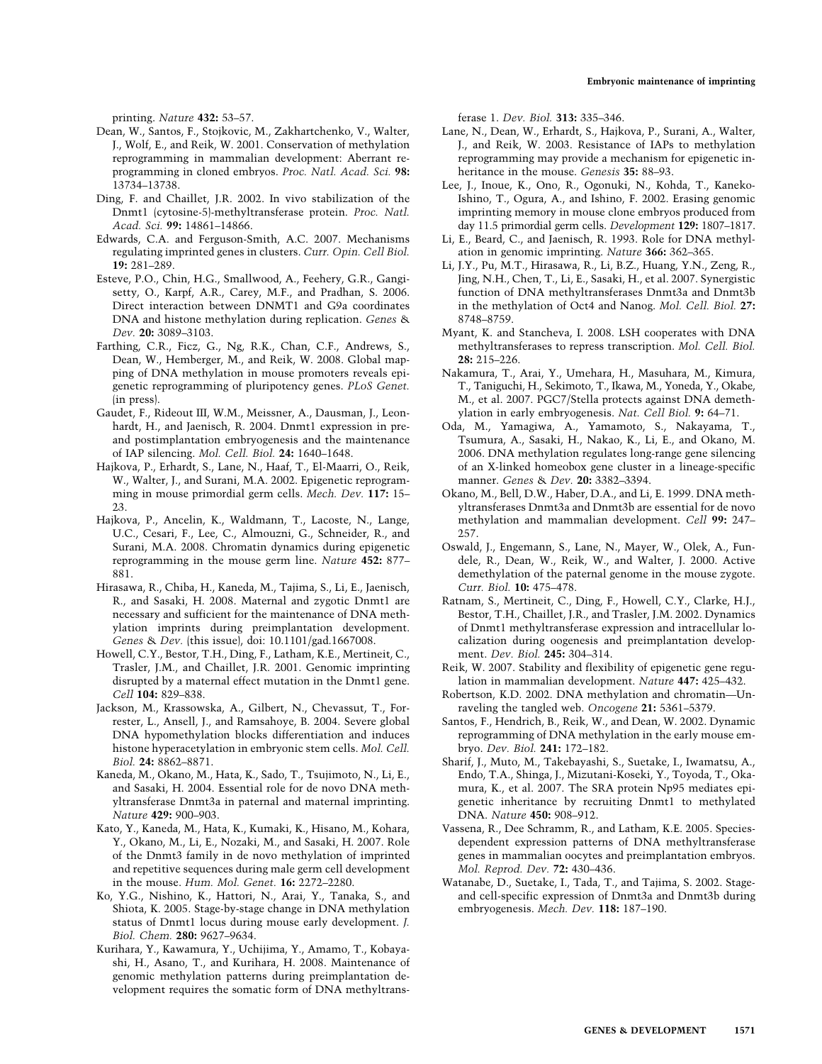printing. *Nature* **432:** 53–57.

Dean, W., Santos, F., Stojkovic, M., Zakhartchenko, V., Walter, J., Wolf, E., and Reik, W. 2001. Conservation of methylation reprogramming in mammalian development: Aberrant reprogramming in cloned embryos. *Proc. Natl. Acad. Sci.* **98:** 13734–13738.

Ding, F. and Chaillet, J.R. 2002. In vivo stabilization of the Dnmt1 (cytosine-5)-methyltransferase protein. *Proc. Natl. Acad. Sci.* **99:** 14861–14866.

Edwards, C.A. and Ferguson-Smith, A.C. 2007. Mechanisms regulating imprinted genes in clusters. *Curr. Opin. Cell Biol.* **19:** 281–289.

Esteve, P.O., Chin, H.G., Smallwood, A., Feehery, G.R., Gangisetty, O., Karpf, A.R., Carey, M.F., and Pradhan, S. 2006. Direct interaction between DNMT1 and G9a coordinates DNA and histone methylation during replication. *Genes & Dev.* **20:** 3089–3103.

Farthing, C.R., Ficz, G., Ng, R.K., Chan, C.F., Andrews, S., Dean, W., Hemberger, M., and Reik, W. 2008. Global mapping of DNA methylation in mouse promoters reveals epigenetic reprogramming of pluripotency genes. *PLoS Genet.* (in press).

Gaudet, F., Rideout III, W.M., Meissner, A., Dausman, J., Leonhardt, H., and Jaenisch, R. 2004. Dnmt1 expression in pre- and postimplantation embryogenesis and the maintenance of IAP silencing. *Mol. Cell. Biol.* **24:** 1640–1648.

Hajkova, P., Erhardt, S., Lane, N., Haaf, T., El-Maarri, O., Reik, W., Walter, J., and Surani, M.A. 2002. Epigenetic reprogramming in mouse primordial germ cells. *Mech. Dev.* **117:** 15–23.

Hajkova, P., Ancelin, K., Waldmann, T., Lacoste, N., Lange, U.C., Cesari, F., Lee, C., Almouzni, G., Schneider, R., and Surani, M.A. 2008. Chromatin dynamics during epigenetic reprogramming in the mouse germ line. *Nature* **452:** 877–881.

Hirasawa, R., Chiba, H., Kaneda, M., Tajima, S., Li, E., Jaenisch, R., and Sasaki, H. 2008. Maternal and zygotic Dnmt1 are necessary and sufficient for the maintenance of DNA methylation imprints during preimplantation development. *Genes & Dev.* (this issue), doi: 10.1101/gad.1667008.

Howell, C.Y., Bestor, T.H., Ding, F., Latham, K.E., Mertineit, C., Trasler, J.M., and Chaillet, J.R. 2001. Genomic imprinting disrupted by a maternal effect mutation in the Dnmt1 gene. *Cell* **104:** 829–838.

Jackson, M., Krassowska, A., Gilbert, N., Chevassut, T., Forrester, L., Ansell, J., and Ramsahoye, B. 2004. Severe global DNA hypomethylation blocks differentiation and induces histone hyperacetylation in embryonic stem cells. *Mol. Cell. Biol.* **24:** 8862–8871.

Kaneda, M., Okano, M., Hata, K., Sado, T., Tsujimoto, N., Li, E., and Sasaki, H. 2004. Essential role for de novo DNA methyltransferase Dnmt3a in paternal and maternal imprinting. *Nature* **429:** 900–903.

Kato, Y., Kaneda, M., Hata, K., Kumaki, K., Hisano, M., Kohara, Y., Okano, M., Li, E., Nozaki, M., and Sasaki, H. 2007. Role of the Dnmt3 family in de novo methylation of imprinted and repetitive sequences during male germ cell development in the mouse. *Hum. Mol. Genet.* **16:** 2272–2280.

Ko, Y.G., Nishino, K., Hattori, N., Arai, Y., Tanaka, S., and Shiota, K. 2005. Stage-by-stage change in DNA methylation status of Dnmt1 locus during mouse early development. *J. Biol. Chem.* **280:** 9627–9634.

Kurihara, Y., Kawamura, Y., Uchijima, Y., Amamo, T., Kobayashi, H., Asano, T., and Kurihara, H. 2008. Maintenance of genomic methylation patterns during preimplantation development requires the somatic form of DNA methyltransferase 1. *Dev. Biol.* **313:** 335–346.

Lane, N., Dean, W., Erhardt, S., Hajkova, P., Surani, A., Walter, J., and Reik, W. 2003. Resistance of IAPs to methylation reprogramming may provide a mechanism for epigenetic inheritance in the mouse. *Genesis* **35:** 88–93.

Lee, J., Inoue, K., Ono, R., Ogonuki, N., Kohda, T., Kaneko-Ishino, T., Ogura, A., and Ishino, F. 2002. Erasing genomic imprinting memory in mouse clone embryos produced from day 11.5 primordial germ cells. *Development* **129:** 1807–1817.

Li, E., Beard, C., and Jaenisch, R. 1993. Role for DNA methylation in genomic imprinting. *Nature* **366:** 362–365.

Li, J.Y., Pu, M.T., Hirasawa, R., Li, B.Z., Huang, Y.N., Zeng, R., Jing, N.H., Chen, T., Li, E., Sasaki, H., et al. 2007. Synergistic function of DNA methyltransferases Dnmt3a and Dnmt3b in the methylation of Oct4 and Nanog. *Mol. Cell. Biol.* **27:** 8748–8759.

Myant, K. and Stancheva, I. 2008. LSH cooperates with DNA methyltransferases to repress transcription. *Mol. Cell. Biol.* **28:** 215–226.

Nakamura, T., Arai, Y., Umehara, H., Masuhara, M., Kimura, T., Taniguchi, H., Sekimoto, T., Ikawa, M., Yoneda, Y., Okabe, M., et al. 2007. PGC7/Stella protects against DNA demethylation in early embryogenesis. *Nat. Cell Biol.* **9:** 64–71.

Oda, M., Yamagiwa, A., Yamamoto, S., Nakayama, T., Tsumura, A., Sasaki, H., Nakao, K., Li, E., and Okano, M. 2006. DNA methylation regulates long-range gene silencing of an X-linked homeobox gene cluster in a lineage-specific manner. *Genes & Dev.* **20:** 3382–3394.

Okano, M., Bell, D.W., Haber, D.A., and Li, E. 1999. DNA methyltransferases Dnmt3a and Dnmt3b are essential for de novo methylation and mammalian development. *Cell* **99:** 247–257.

Oswald, J., Engemann, S., Lane, N., Mayer, W., Olek, A., Fundele, R., Dean, W., Reik, W., and Walter, J. 2000. Active demethylation of the paternal genome in the mouse zygote. *Curr. Biol.* **10:** 475–478.

Ratnam, S., Mertineit, C., Ding, F., Howell, C.Y., Clarke, H.J., Bestor, T.H., Chaillet, J.R., and Trasler, J.M. 2002. Dynamics of Dnmt1 methyltransferase expression and intracellular localization during oogenesis and preimplantation development. *Dev. Biol.* **245:** 304–314.

Reik, W. 2007. Stability and flexibility of epigenetic gene regulation in mammalian development. *Nature* **447:** 425–432.

Robertson, K.D. 2002. DNA methylation and chromatin—Unraveling the tangled web. *Oncogene* **21:** 5361–5379.

Santos, F., Hendrich, B., Reik, W., and Dean, W. 2002. Dynamic reprogramming of DNA methylation in the early mouse embryo. *Dev. Biol.* **241:** 172–182.

Sharif, J., Muto, M., Takebayashi, S., Suetake, I., Iwamatsu, A., Endo, T.A., Shinga, J., Mizutani-Koseki, Y., Toyoda, T., Okamura, K., et al. 2007. The SRA protein Np95 mediates epigenetic inheritance by recruiting Dnmt1 to methylated DNA. *Nature* **450:** 908–912.

Vassena, R., Dee Schramm, R., and Latham, K.E. 2005. Species-dependent expression patterns of DNA methyltransferase genes in mammalian oocytes and preimplantation embryos. *Mol. Reprod. Dev.* **72:** 430–436.

Watanabe, D., Suetake, I., Tada, T., and Tajima, S. 2002. Stage- and cell-specific expression of Dnmt3a and Dnmt3b during embryogenesis. *Mech. Dev.* **118:** 187–190.